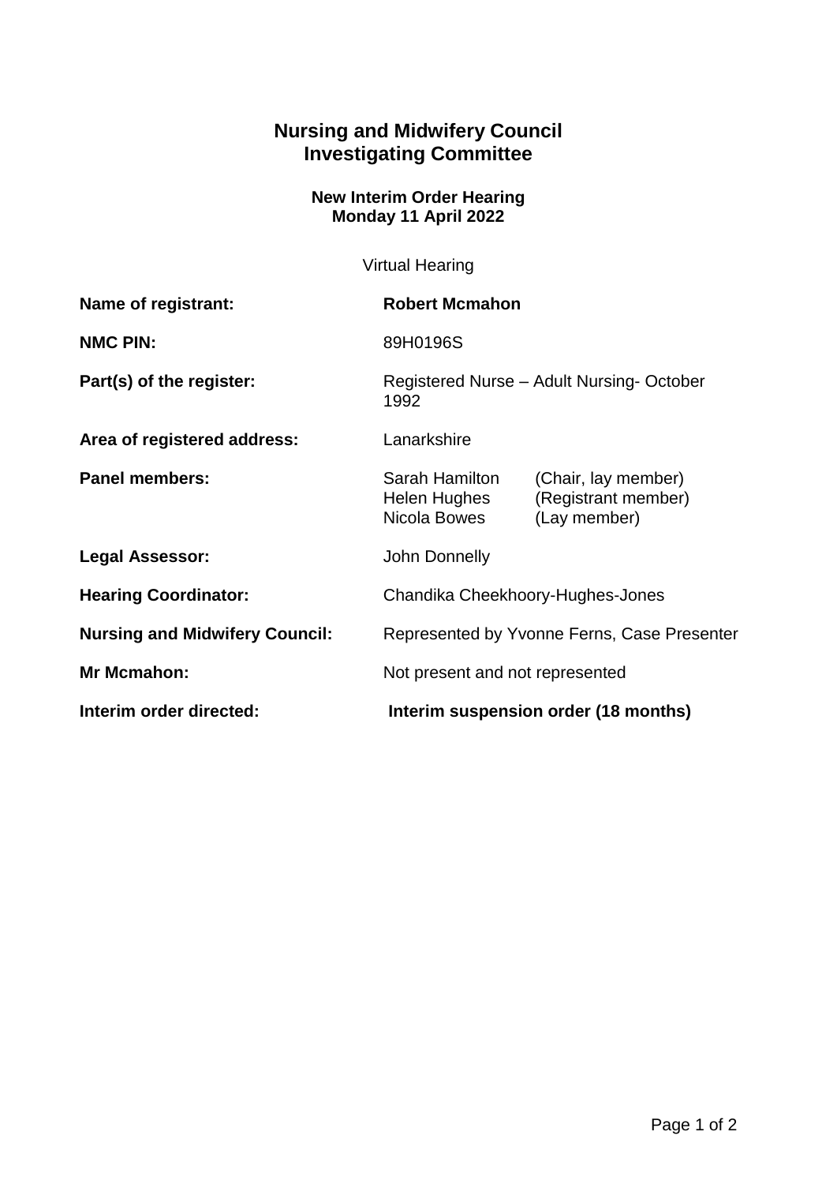# Nursing and Midwifery Council
# Investigating Committee

**New Interim Order Hearing**
**Monday 11 April 2022**

Virtual Hearing

**Name of registrant:** **Robert Mcmahon**

**NMC PIN:** 89H0196S

**Part(s) of the register:** Registered Nurse – Adult Nursing- October 1992

**Area of registered address:** Lanarkshire

**Panel members:**
Sarah Hamilton (Chair, lay member)
Helen Hughes (Registrant member)
Nicola Bowes (Lay member)

**Legal Assessor:** John Donnelly

**Hearing Coordinator:** Chandika Cheekhoory-Hughes-Jones

**Nursing and Midwifery Council:** Represented by Yvonne Ferns, Case Presenter

**Mr Mcmahon:** Not present and not represented

**Interim order directed:** **Interim suspension order (18 months)**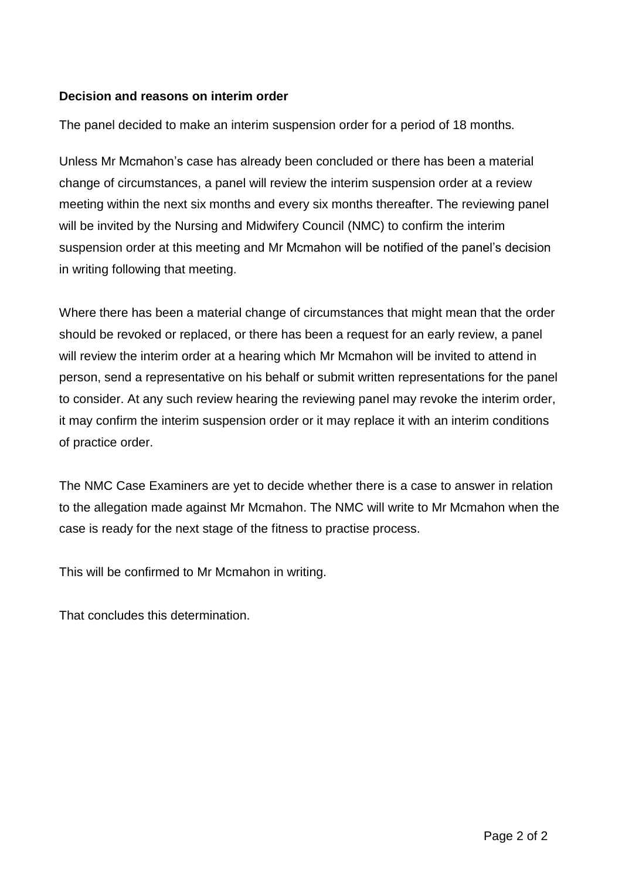**Decision and reasons on interim order**

The panel decided to make an interim suspension order for a period of 18 months.

Unless Mr Mcmahon's case has already been concluded or there has been a material change of circumstances, a panel will review the interim suspension order at a review meeting within the next six months and every six months thereafter. The reviewing panel will be invited by the Nursing and Midwifery Council (NMC) to confirm the interim suspension order at this meeting and Mr Mcmahon will be notified of the panel's decision in writing following that meeting.

Where there has been a material change of circumstances that might mean that the order should be revoked or replaced, or there has been a request for an early review, a panel will review the interim order at a hearing which Mr Mcmahon will be invited to attend in person, send a representative on his behalf or submit written representations for the panel to consider. At any such review hearing the reviewing panel may revoke the interim order, it may confirm the interim suspension order or it may replace it with an interim conditions of practice order.

The NMC Case Examiners are yet to decide whether there is a case to answer in relation to the allegation made against Mr Mcmahon. The NMC will write to Mr Mcmahon when the case is ready for the next stage of the fitness to practise process.

This will be confirmed to Mr Mcmahon in writing.

That concludes this determination.